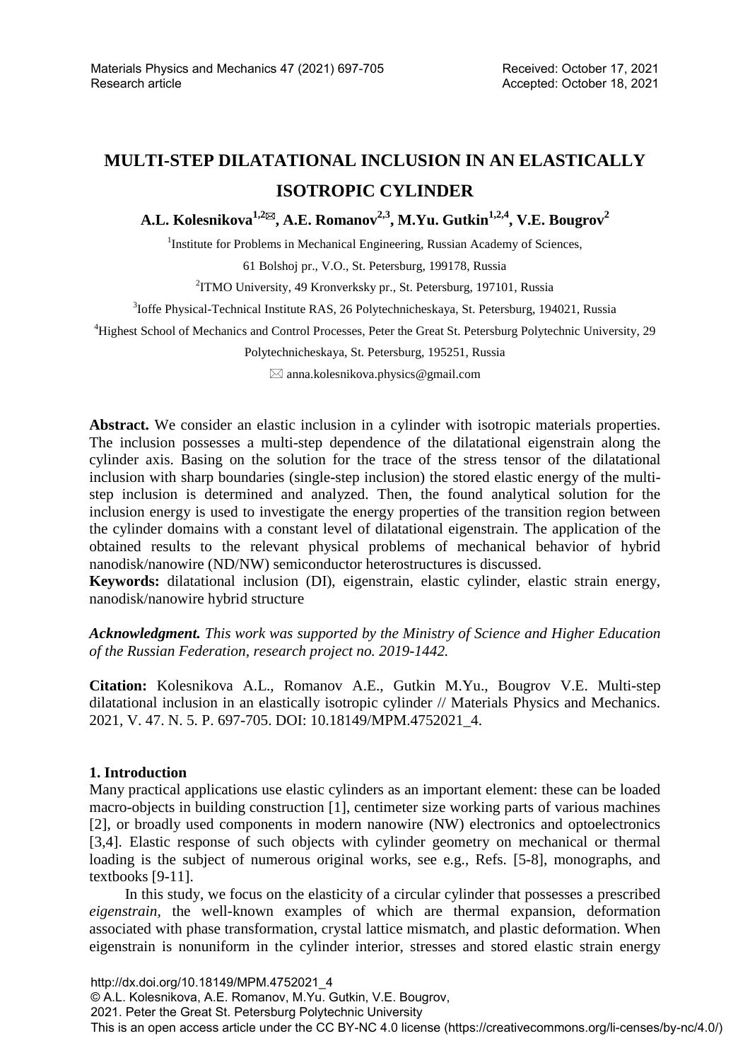Materials Physics and Mechanics 47 (2021) 697-705
Research article

Received: October 17, 2021
Accepted: October 18, 2021

# MULTI-STEP DILATATIONAL INCLUSION IN AN ELASTICALLY ISOTROPIC CYLINDER

**A.L. Kolesnikova[1,2✉], A.E. Romanov[2,3], M.Yu. Gutkin[1,2,4], V.E. Bougrov[2]**

[1] Institute for Problems in Mechanical Engineering, Russian Academy of Sciences, 61 Bolshoj pr., V.O., St. Petersburg, 199178, Russia

[2] ITMO University, 49 Kronverksky pr., St. Petersburg, 197101, Russia

[3] Ioffe Physical-Technical Institute RAS, 26 Polytechnicheskaya, St. Petersburg, 194021, Russia

[4] Highest School of Mechanics and Control Processes, Peter the Great St. Petersburg Polytechnic University, 29 Polytechnicheskaya, St. Petersburg, 195251, Russia

✉ anna.kolesnikova.physics@gmail.com

**Abstract.** We consider an elastic inclusion in a cylinder with isotropic materials properties. The inclusion possesses a multi-step dependence of the dilatational eigenstrain along the cylinder axis. Basing on the solution for the trace of the stress tensor of the dilatational inclusion with sharp boundaries (single-step inclusion) the stored elastic energy of the multi-step inclusion is determined and analyzed. Then, the found analytical solution for the inclusion energy is used to investigate the energy properties of the transition region between the cylinder domains with a constant level of dilatational eigenstrain. The application of the obtained results to the relevant physical problems of mechanical behavior of hybrid nanodisk/nanowire (ND/NW) semiconductor heterostructures is discussed.

**Keywords:** dilatational inclusion (DI), eigenstrain, elastic cylinder, elastic strain energy, nanodisk/nanowire hybrid structure

***Acknowledgment.*** *This work was supported by the Ministry of Science and Higher Education of the Russian Federation, research project no. 2019-1442.*

**Citation:** Kolesnikova A.L., Romanov A.E., Gutkin M.Yu., Bougrov V.E. Multi-step dilatational inclusion in an elastically isotropic cylinder // Materials Physics and Mechanics. 2021, V. 47. N. 5. P. 697-705. DOI: 10.18149/MPM.4752021_4.

## 1. Introduction

Many practical applications use elastic cylinders as an important element: these can be loaded macro-objects in building construction [1], centimeter size working parts of various machines [2], or broadly used components in modern nanowire (NW) electronics and optoelectronics [3,4]. Elastic response of such objects with cylinder geometry on mechanical or thermal loading is the subject of numerous original works, see e.g., Refs. [5-8], monographs, and textbooks [9-11].

In this study, we focus on the elasticity of a circular cylinder that possesses a prescribed *eigenstrain*, the well-known examples of which are thermal expansion, deformation associated with phase transformation, crystal lattice mismatch, and plastic deformation. When eigenstrain is nonuniform in the cylinder interior, stresses and stored elastic strain energy

http://dx.doi.org/10.18149/MPM.4752021_4
© A.L. Kolesnikova, A.E. Romanov, M.Yu. Gutkin, V.E. Bougrov, 2021. Peter the Great St. Petersburg Polytechnic University
This is an open access article under the CC BY-NC 4.0 license (https://creativecommons.org/li-censes/by-nc/4.0/)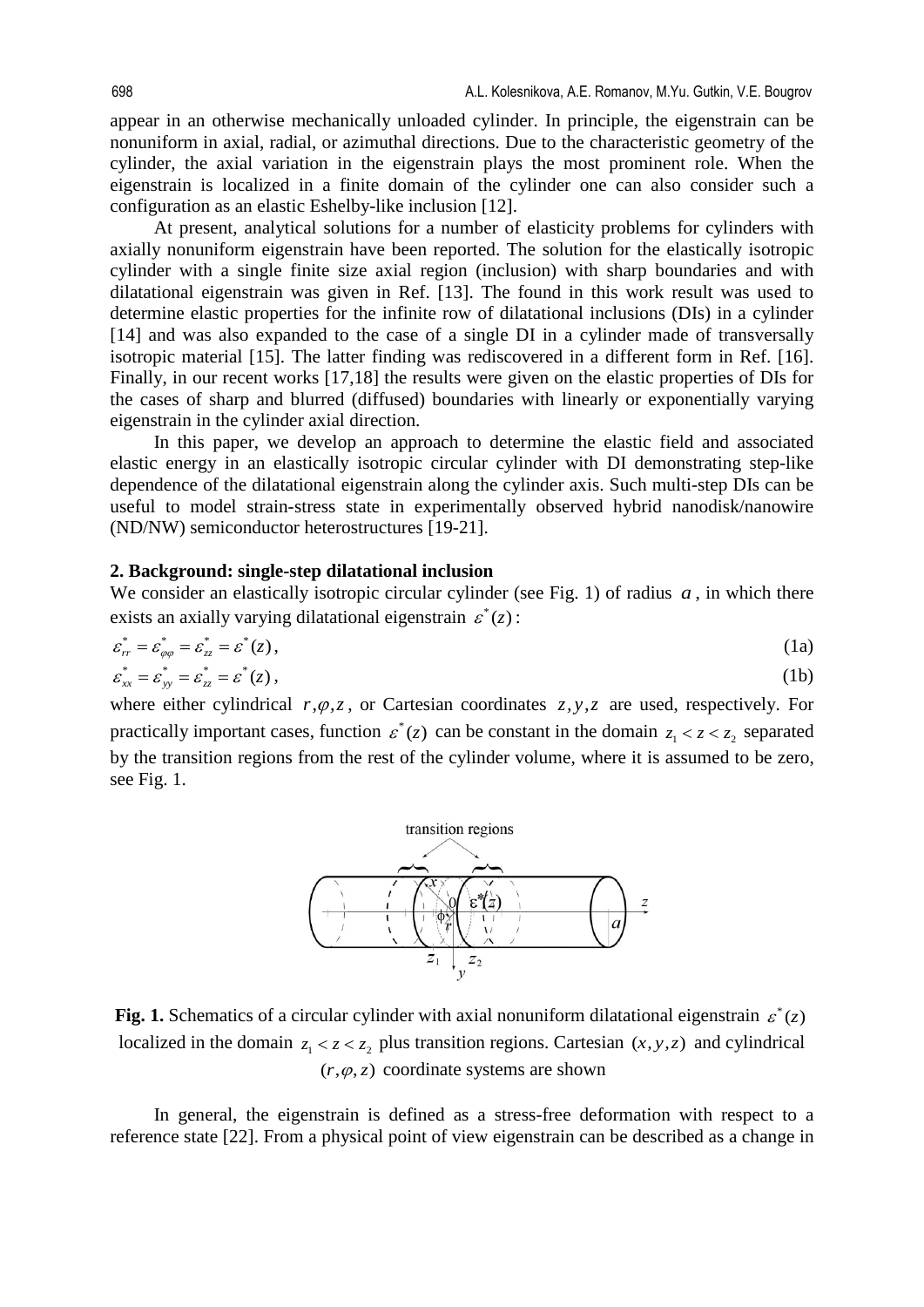appear in an otherwise mechanically unloaded cylinder. In principle, the eigenstrain can be nonuniform in axial, radial, or azimuthal directions. Due to the characteristic geometry of the cylinder, the axial variation in the eigenstrain plays the most prominent role. When the eigenstrain is localized in a finite domain of the cylinder one can also consider such a configuration as an elastic Eshelby-like inclusion [12].

At present, analytical solutions for a number of elasticity problems for cylinders with axially nonuniform eigenstrain have been reported. The solution for the elastically isotropic cylinder with a single finite size axial region (inclusion) with sharp boundaries and with dilatational eigenstrain was given in Ref. [13]. The found in this work result was used to determine elastic properties for the infinite row of dilatational inclusions (DIs) in a cylinder [14] and was also expanded to the case of a single DI in a cylinder made of transversally isotropic material [15]. The latter finding was rediscovered in a different form in Ref. [16]. Finally, in our recent works [17,18] the results were given on the elastic properties of DIs for the cases of sharp and blurred (diffused) boundaries with linearly or exponentially varying eigenstrain in the cylinder axial direction.

In this paper, we develop an approach to determine the elastic field and associated elastic energy in an elastically isotropic circular cylinder with DI demonstrating step-like dependence of the dilatational eigenstrain along the cylinder axis. Such multi-step DIs can be useful to model strain-stress state in experimentally observed hybrid nanodisk/nanowire (ND/NW) semiconductor heterostructures [19-21].

## 2. Background: single-step dilatational inclusion

We consider an elastically isotropic circular cylinder (see Fig. 1) of radius $a$, in which there exists an axially varying dilatational eigenstrain $\varepsilon^*(z)$:

$$\varepsilon^*_{rr} = \varepsilon^*_{\varphi\varphi} = \varepsilon^*_{zz} = \varepsilon^*(z), \tag{1a}$$

$$\varepsilon^*_{xx} = \varepsilon^*_{yy} = \varepsilon^*_{zz} = \varepsilon^*(z), \tag{1b}$$

where either cylindrical $r, \varphi, z$, or Cartesian coordinates $z, y, z$ are used, respectively. For practically important cases, function $\varepsilon^*(z)$ can be constant in the domain $z_1 < z < z_2$ separated by the transition regions from the rest of the cylinder volume, where it is assumed to be zero, see Fig. 1.

**Fig. 1.** Schematics of a circular cylinder with axial nonuniform dilatational eigenstrain $\varepsilon^*(z)$ localized in the domain $z_1 < z < z_2$ plus transition regions. Cartesian $(x, y, z)$ and cylindrical $(r, \varphi, z)$ coordinate systems are shown

In general, the eigenstrain is defined as a stress-free deformation with respect to a reference state [22]. From a physical point of view eigenstrain can be described as a change in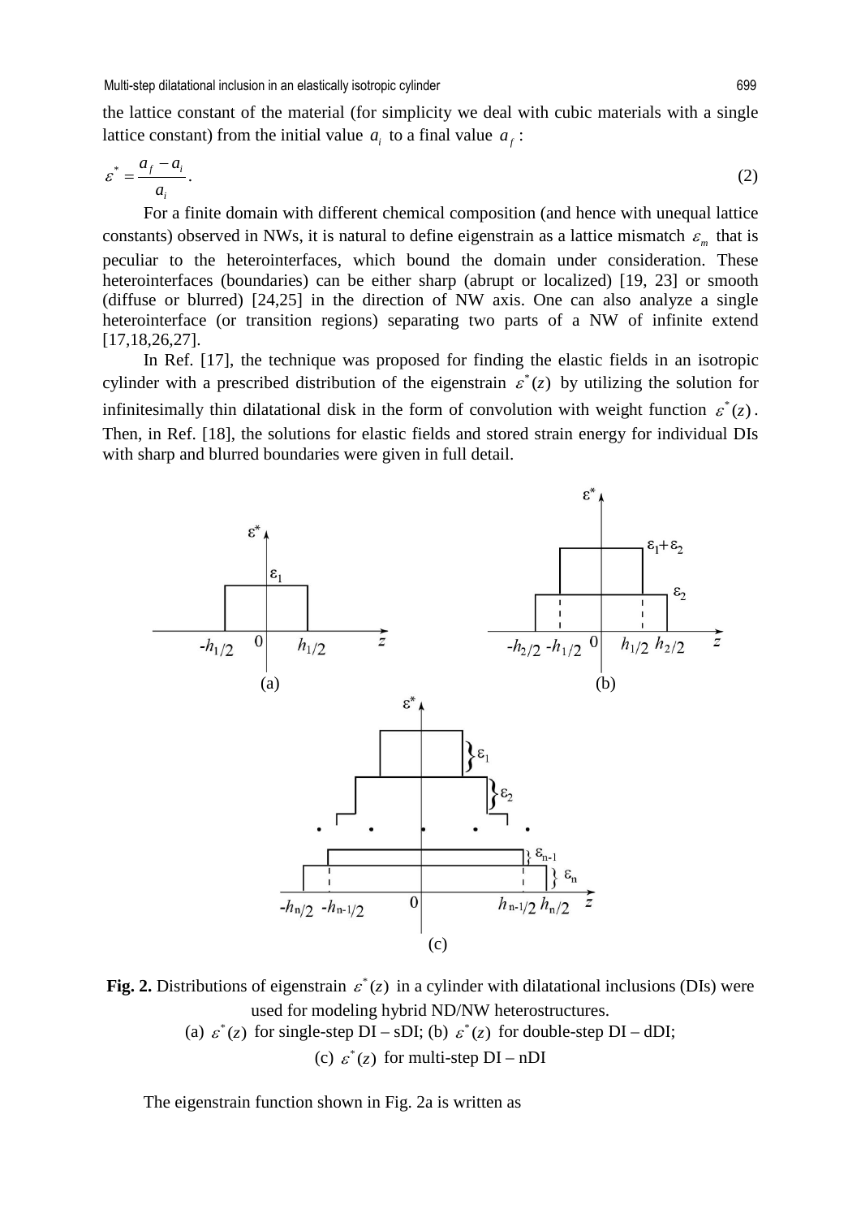the lattice constant of the material (for simplicity we deal with cubic materials with a single lattice constant) from the initial value $a_i$ to a final value $a_f$ :

$$\varepsilon^* = \frac{a_f - a_i}{a_i}. \tag{2}$$

For a finite domain with different chemical composition (and hence with unequal lattice constants) observed in NWs, it is natural to define eigenstrain as a lattice mismatch $\varepsilon_m$ that is peculiar to the heterointerfaces, which bound the domain under consideration. These heterointerfaces (boundaries) can be either sharp (abrupt or localized) [19, 23] or smooth (diffuse or blurred) [24,25] in the direction of NW axis. One can also analyze a single heterointerface (or transition regions) separating two parts of a NW of infinite extend [17,18,26,27].

In Ref. [17], the technique was proposed for finding the elastic fields in an isotropic cylinder with a prescribed distribution of the eigenstrain $\varepsilon^*(z)$ by utilizing the solution for infinitesimally thin dilatational disk in the form of convolution with weight function $\varepsilon^*(z)$. Then, in Ref. [18], the solutions for elastic fields and stored strain energy for individual DIs with sharp and blurred boundaries were given in full detail.

**Fig. 2.** Distributions of eigenstrain $\varepsilon^*(z)$ in a cylinder with dilatational inclusions (DIs) were used for modeling hybrid ND/NW heterostructures.
(a) $\varepsilon^*(z)$ for single-step DI – sDI; (b) $\varepsilon^*(z)$ for double-step DI – dDI;
(c) $\varepsilon^*(z)$ for multi-step DI – nDI

The eigenstrain function shown in Fig. 2a is written as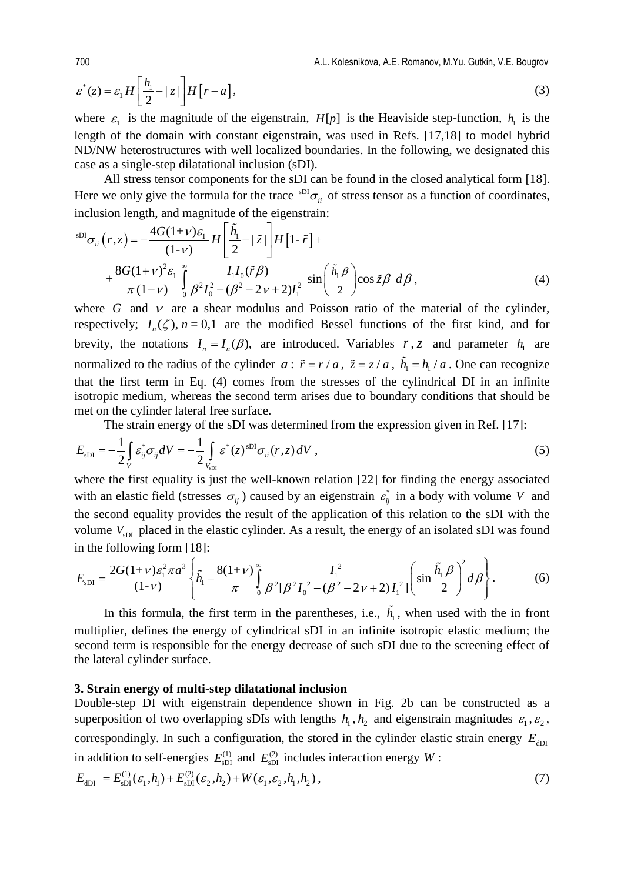$$\varepsilon^*(z) = \varepsilon_1 H\left[\frac{h_1}{2} - |z|\right] H\left[r - a\right], \tag{3}$$

where $\varepsilon_1$ is the magnitude of the eigenstrain, $H[p]$ is the Heaviside step-function, $h_1$ is the length of the domain with constant eigenstrain, was used in Refs. [17,18] to model hybrid ND/NW heterostructures with well localized boundaries. In the following, we designated this case as a single-step dilatational inclusion (sDI).

All stress tensor components for the sDI can be found in the closed analytical form [18]. Here we only give the formula for the trace ${}^{\text{sDI}}\sigma_{ii}$ of stress tensor as a function of coordinates, inclusion length, and magnitude of the eigenstrain:

$$\begin{aligned}{}^{\text{sDI}}\sigma_{ii}(r,z) = &-\frac{4G(1+\nu)\varepsilon_1}{(1-\nu)} H\left[\frac{\tilde{h}_1}{2} - |\tilde{z}|\right] H\left[1-\tilde{r}\right] + \\ &+ \frac{8G(1+\nu)^2\varepsilon_1}{\pi(1-\nu)} \int_0^\infty \frac{I_1 I_0(\tilde{r}\beta)}{\beta^2 I_0^2 - (\beta^2 - 2\nu + 2)I_1^2} \sin\left(\frac{\tilde{h}_1 \beta}{2}\right) \cos\tilde{z}\beta \, d\beta,\end{aligned} \tag{4}$$

where $G$ and $\nu$ are a shear modulus and Poisson ratio of the material of the cylinder, respectively; $I_n(\zeta), n = 0,1$ are the modified Bessel functions of the first kind, and for brevity, the notations $I_n = I_n(\beta)$, are introduced. Variables $r, z$ and parameter $h_1$ are normalized to the radius of the cylinder $a$: $\tilde{r} = r/a$, $\tilde{z} = z/a$, $\tilde{h}_1 = h_1/a$. One can recognize that the first term in Eq. (4) comes from the stresses of the cylindrical DI in an infinite isotropic medium, whereas the second term arises due to boundary conditions that should be met on the cylinder lateral free surface.

The strain energy of the sDI was determined from the expression given in Ref. [17]:

$$E_{\text{sDI}} = -\frac{1}{2}\int_V \varepsilon_{ij}^* \sigma_{ij} dV = -\frac{1}{2}\int_{V_{\text{sDI}}} \varepsilon^*(z)\, {}^{\text{sDI}}\sigma_{ii}(r,z)\, dV, \tag{5}$$

where the first equality is just the well-known relation [22] for finding the energy associated with an elastic field (stresses $\sigma_{ij}$) caused by an eigenstrain $\varepsilon_{ij}^*$ in a body with volume $V$ and the second equality provides the result of the application of this relation to the sDI with the volume $V_{\text{sDI}}$ placed in the elastic cylinder. As a result, the energy of an isolated sDI was found in the following form [18]:

$$E_{\text{sDI}} = \frac{2G(1+\nu)\varepsilon_1^2 \pi a^3}{(1-\nu)} \left\{ \tilde{h}_1 - \frac{8(1+\nu)}{\pi} \int_0^\infty \frac{I_1^{\,2}}{\beta^2[\beta^2 I_0^{\,2} - (\beta^2 - 2\nu + 2)I_1^{\,2}]} \left(\sin\frac{\tilde{h}_1 \beta}{2}\right)^2 d\beta \right\}. \tag{6}$$

In this formula, the first term in the parentheses, i.e., $\tilde{h}_1$, when used with the in front multiplier, defines the energy of cylindrical sDI in an infinite isotropic elastic medium; the second term is responsible for the energy decrease of such sDI due to the screening effect of the lateral cylinder surface.

## 3. Strain energy of multi-step dilatational inclusion

Double-step DI with eigenstrain dependence shown in Fig. 2b can be constructed as a superposition of two overlapping sDIs with lengths $h_1, h_2$ and eigenstrain magnitudes $\varepsilon_1, \varepsilon_2$, correspondingly. In such a configuration, the stored in the cylinder elastic strain energy $E_{\text{dDI}}$ in addition to self-energies $E_{\text{sDI}}^{(1)}$ and $E_{\text{sDI}}^{(2)}$ includes interaction energy $W$:

$$E_{\text{dDI}} = E_{\text{sDI}}^{(1)}(\varepsilon_1, h_1) + E_{\text{sDI}}^{(2)}(\varepsilon_2, h_2) + W(\varepsilon_1, \varepsilon_2, h_1, h_2), \tag{7}$$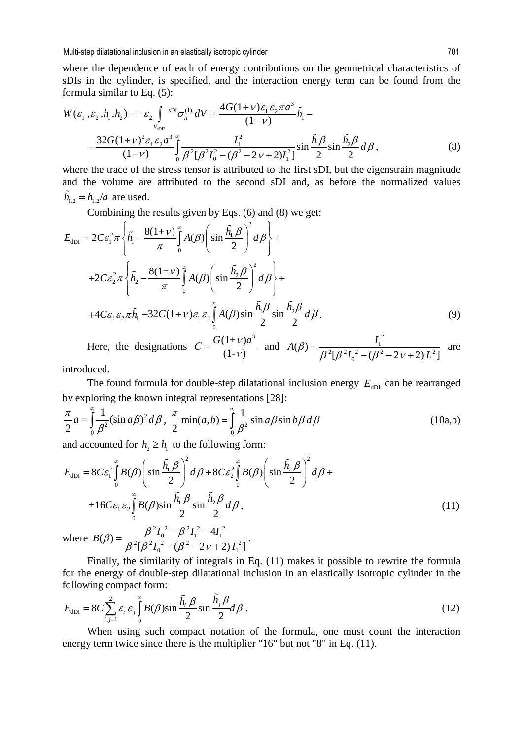where the dependence of each of energy contributions on the geometrical characteristics of sDIs in the cylinder, is specified, and the interaction energy term can be found from the formula similar to Eq. (5):

$$W(\varepsilon_1,\varepsilon_2,h_1,h_2) = -\varepsilon_2 \int\limits_{V_{\rm sDI2}} {}^{\rm sDI}\sigma_{ii}^{(1)}\, dV = \frac{4G(1+\nu)\varepsilon_1\varepsilon_2\pi a^3}{(1-\nu)}\tilde{h}_1 -$$
$$-\frac{32G(1+\nu)^2\varepsilon_1\varepsilon_2 a^3}{(1-\nu)}\int\limits_0^\infty \frac{I_1^2}{\beta^2[\beta^2 I_0^2-(\beta^2-2\nu+2)I_1^2]}\sin\frac{\tilde{h}_1\beta}{2}\sin\frac{\tilde{h}_2\beta}{2}\,d\beta\,, \tag{8}$$

where the trace of the stress tensor is attributed to the first sDI, but the eigenstrain magnitude and the volume are attributed to the second sDI and, as before the normalized values $\tilde{h}_{1,2} = h_{1,2}/a$ are used.

Combining the results given by Eqs. (6) and (8) we get:

$$E_{\rm dDI} = 2C\varepsilon_1^2\pi\left\{\tilde{h}_1 - \frac{8(1+\nu)}{\pi}\int\limits_0^\infty A(\beta)\left(\sin\frac{\tilde{h}_1\beta}{2}\right)^2 d\beta\right\} +$$
$$+2C\varepsilon_2^2\pi\left\{\tilde{h}_2 - \frac{8(1+\nu)}{\pi}\int\limits_0^\infty A(\beta)\left(\sin\frac{\tilde{h}_2\beta}{2}\right)^2 d\beta\right\} +$$
$$+4C\varepsilon_1\varepsilon_2\pi\tilde{h}_1 - 32C(1+\nu)\varepsilon_1\varepsilon_2\int\limits_0^\infty A(\beta)\sin\frac{\tilde{h}_1\beta}{2}\sin\frac{\tilde{h}_2\beta}{2}\,d\beta\,. \tag{9}$$

Here, the designations $C = \dfrac{G(1+\nu)a^3}{(1-\nu)}$ and $A(\beta) = \dfrac{I_1^{\,2}}{\beta^2[\beta^2 I_0^{\,2} - (\beta^2-2\nu+2)\,I_1^{\,2}]}$ are introduced.

The found formula for double-step dilatational inclusion energy $E_{\rm dDI}$ can be rearranged by exploring the known integral representations [28]:

$$\frac{\pi}{2}a = \int\limits_0^\infty \frac{1}{\beta^2}(\sin a\beta)^2 d\beta\,,\;\; \frac{\pi}{2}\min(a,b) = \int\limits_0^\infty \frac{1}{\beta^2}\sin a\beta \sin b\beta\, d\beta \tag{10a,b}$$

and accounted for $h_2 \ge h_1$ to the following form:

$$E_{\rm dDI} = 8C\varepsilon_1^2\int\limits_0^\infty B(\beta)\left(\sin\frac{\tilde{h}_1\beta}{2}\right)^2 d\beta + 8C\varepsilon_2^2\int\limits_0^\infty B(\beta)\left(\sin\frac{\tilde{h}_2\beta}{2}\right)^2 d\beta +$$
$$+16C\varepsilon_1\varepsilon_2\int\limits_0^\infty B(\beta)\sin\frac{\tilde{h}_1\beta}{2}\sin\frac{\tilde{h}_2\beta}{2}d\beta\,, \tag{11}$$

where $B(\beta) = \dfrac{\beta^2 I_0^{\,2} - \beta^2 I_1^{\,2} - 4I_1^{\,2}}{\beta^2[\beta^2 I_0^{\,2} - (\beta^2-2\nu+2)\,I_1^{\,2}]}$.

Finally, the similarity of integrals in Eq. (11) makes it possible to rewrite the formula for the energy of double-step dilatational inclusion in an elastically isotropic cylinder in the following compact form:

$$E_{\rm dDI} = 8C\sum_{i,j=1}^{2}\varepsilon_i\varepsilon_j\int\limits_0^\infty B(\beta)\sin\frac{\tilde{h}_i\beta}{2}\sin\frac{\tilde{h}_j\beta}{2}d\beta\,. \tag{12}$$

When using such compact notation of the formula, one must count the interaction energy term twice since there is the multiplier "16" but not "8" in Eq. (11).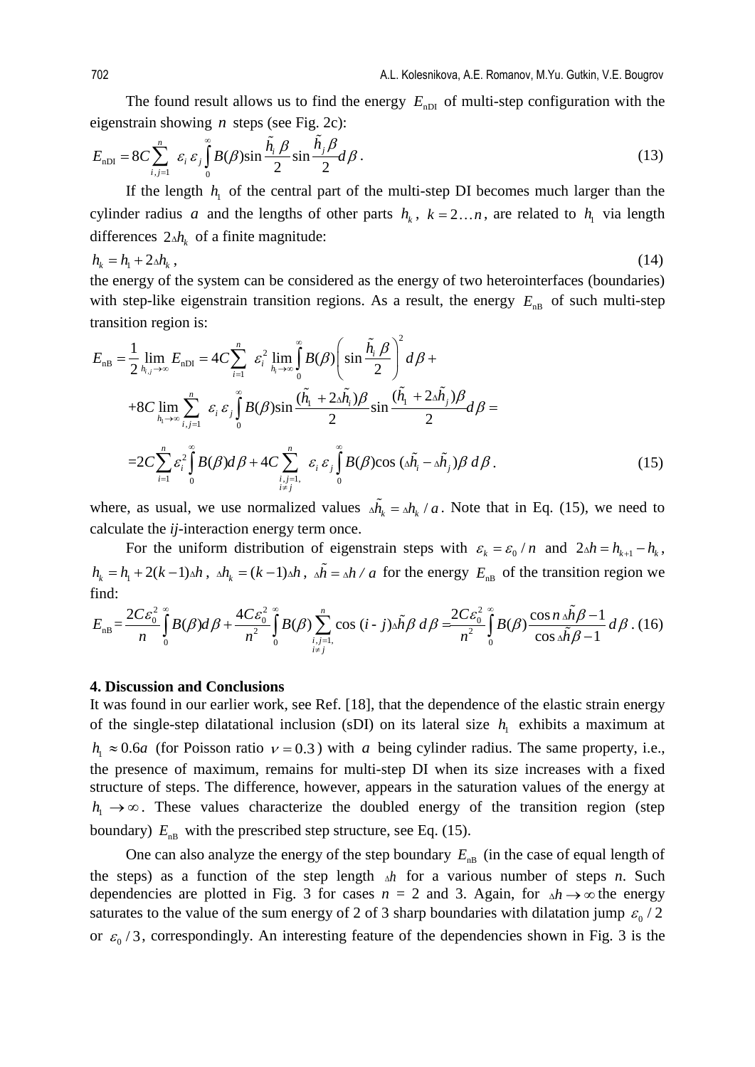The found result allows us to find the energy $E_{\text{nDI}}$ of multi-step configuration with the eigenstrain showing $n$ steps (see Fig. 2c):

$$E_{\text{nDI}} = 8C \sum_{i,j=1}^{n} \varepsilon_i \varepsilon_j \int_0^{\infty} B(\beta) \sin\frac{\tilde{h}_i \beta}{2} \sin\frac{\tilde{h}_j \beta}{2} d\beta . \tag{13}$$

If the length $h_1$ of the central part of the multi-step DI becomes much larger than the cylinder radius $a$ and the lengths of other parts $h_k$, $k = 2 \ldots n$, are related to $h_1$ via length differences $2\Delta h_k$ of a finite magnitude:

$$h_k = h_1 + 2\Delta h_k , \tag{14}$$

the energy of the system can be considered as the energy of two heterointerfaces (boundaries) with step-like eigenstrain transition regions. As a result, the energy $E_{\text{nB}}$ of such multi-step transition region is:

$$\begin{aligned}
E_{\text{nB}} &= \frac{1}{2} \lim_{h_{i,j} \to \infty} E_{\text{nDI}} = 4C \sum_{i=1}^{n} \varepsilon_i^2 \lim_{h_i \to \infty} \int_0^{\infty} B(\beta) \left( \sin\frac{\tilde{h}_i \beta}{2} \right)^2 d\beta + \\
&+ 8C \lim_{h_1 \to \infty} \sum_{i,j=1}^{n} \varepsilon_i \varepsilon_j \int_0^{\infty} B(\beta) \sin\frac{(\tilde{h}_1 + 2\Delta\tilde{h}_i)\beta}{2} \sin\frac{(\tilde{h}_1 + 2\Delta\tilde{h}_j)\beta}{2} d\beta = \\
&= 2C \sum_{i=1}^{n} \varepsilon_i^2 \int_0^{\infty} B(\beta) d\beta + 4C \sum_{\substack{i,j=1, \\ i \neq j}}^{n} \varepsilon_i \varepsilon_j \int_0^{\infty} B(\beta) \cos(\Delta\tilde{h}_i - \Delta\tilde{h}_j)\beta \, d\beta .
\end{aligned} \tag{15}$$

where, as usual, we use normalized values $\Delta\tilde{h}_k = \Delta h_k / a$. Note that in Eq. (15), we need to calculate the *ij*-interaction energy term once.

For the uniform distribution of eigenstrain steps with $\varepsilon_k = \varepsilon_0 / n$ and $2\Delta h = h_{k+1} - h_k$, $h_k = h_1 + 2(k-1)\Delta h$, $\Delta h_k = (k-1)\Delta h$, $\Delta\tilde{h} = \Delta h / a$ for the energy $E_{\text{nB}}$ of the transition region we find:

$$E_{\text{nB}} = \frac{2C\varepsilon_0^2}{n} \int_0^{\infty} B(\beta) d\beta + \frac{4C\varepsilon_0^2}{n^2} \int_0^{\infty} B(\beta) \sum_{\substack{i,j=1, \\ i \neq j}}^{n} \cos(i-j)\Delta\tilde{h}\beta \, d\beta = \frac{2C\varepsilon_0^2}{n^2} \int_0^{\infty} B(\beta) \frac{\cos n\Delta\tilde{h}\beta - 1}{\cos\Delta\tilde{h}\beta - 1} d\beta . \tag{16}$$

## 4. Discussion and Conclusions

It was found in our earlier work, see Ref. [18], that the dependence of the elastic strain energy of the single-step dilatational inclusion (sDI) on its lateral size $h_1$ exhibits a maximum at $h_1 \approx 0.6a$ (for Poisson ratio $\nu = 0.3$) with $a$ being cylinder radius. The same property, i.e., the presence of maximum, remains for multi-step DI when its size increases with a fixed structure of steps. The difference, however, appears in the saturation values of the energy at $h_1 \to \infty$. These values characterize the doubled energy of the transition region (step boundary) $E_{\text{nB}}$ with the prescribed step structure, see Eq. (15).

One can also analyze the energy of the step boundary $E_{\text{nB}}$ (in the case of equal length of the steps) as a function of the step length $\Delta h$ for a various number of steps *n*. Such dependencies are plotted in Fig. 3 for cases *n* = 2 and 3. Again, for $\Delta h \to \infty$ the energy saturates to the value of the sum energy of 2 of 3 sharp boundaries with dilatation jump $\varepsilon_0 / 2$ or $\varepsilon_0 / 3$, correspondingly. An interesting feature of the dependencies shown in Fig. 3 is the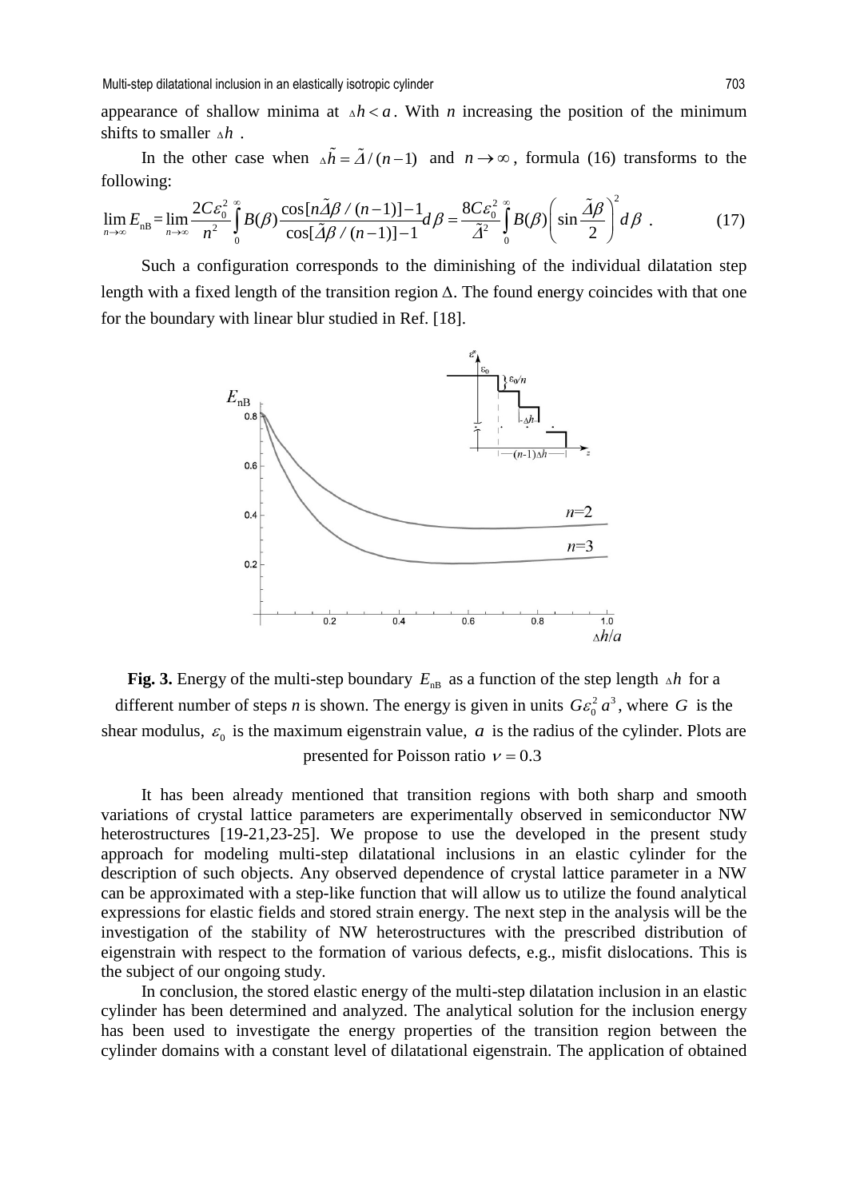appearance of shallow minima at ${}_{\Delta}h < a$. With $n$ increasing the position of the minimum shifts to smaller ${}_{\Delta}h$ .

In the other case when ${}_{\Delta}\tilde{h} = \tilde{\Delta}/(n-1)$ and $n \to \infty$, formula (16) transforms to the following:

$$\lim_{n\to\infty} E_{\text{nB}} = \lim_{n\to\infty} \frac{2C\varepsilon_0^2}{n^2} \int_0^\infty B(\beta) \frac{\cos[n\tilde{\Delta}\beta/(n-1)]-1}{\cos[\tilde{\Delta}\beta/(n-1)]-1} d\beta = \frac{8C\varepsilon_0^2}{\tilde{\Delta}^2} \int_0^\infty B(\beta) \left( \sin\frac{\tilde{\Delta}\beta}{2} \right)^2 d\beta \ . \tag{17}$$

Such a configuration corresponds to the diminishing of the individual dilatation step length with a fixed length of the transition region Δ. The found energy coincides with that one for the boundary with linear blur studied in Ref. [18].

**Fig. 3.** Energy of the multi-step boundary $E_{\text{nB}}$ as a function of the step length ${}_{\Delta}h$ for a different number of steps *n* is shown. The energy is given in units $G\varepsilon_0^2 a^3$, where $G$ is the shear modulus, $\varepsilon_0$ is the maximum eigenstrain value, $a$ is the radius of the cylinder. Plots are presented for Poisson ratio $\nu = 0.3$

It has been already mentioned that transition regions with both sharp and smooth variations of crystal lattice parameters are experimentally observed in semiconductor NW heterostructures [19-21,23-25]. We propose to use the developed in the present study approach for modeling multi-step dilatational inclusions in an elastic cylinder for the description of such objects. Any observed dependence of crystal lattice parameter in a NW can be approximated with a step-like function that will allow us to utilize the found analytical expressions for elastic fields and stored strain energy. The next step in the analysis will be the investigation of the stability of NW heterostructures with the prescribed distribution of eigenstrain with respect to the formation of various defects, e.g., misfit dislocations. This is the subject of our ongoing study.

In conclusion, the stored elastic energy of the multi-step dilatation inclusion in an elastic cylinder has been determined and analyzed. The analytical solution for the inclusion energy has been used to investigate the energy properties of the transition region between the cylinder domains with a constant level of dilatational eigenstrain. The application of obtained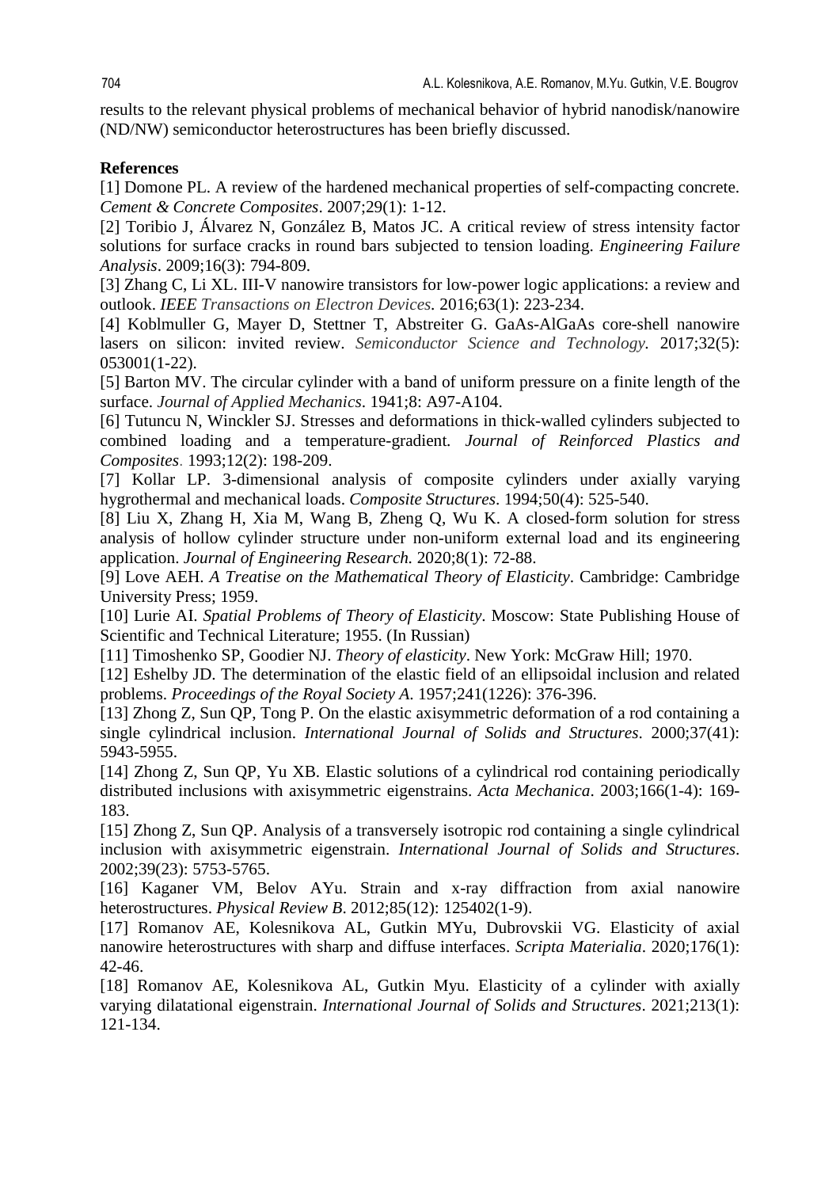results to the relevant physical problems of mechanical behavior of hybrid nanodisk/nanowire (ND/NW) semiconductor heterostructures has been briefly discussed.

**References**

[1] Domone PL. A review of the hardened mechanical properties of self-compacting concrete. *Cement & Concrete Composites*. 2007;29(1): 1-12.

[2] Toribio J, Álvarez N, González B, Matos JC. A critical review of stress intensity factor solutions for surface cracks in round bars subjected to tension loading. *Engineering Failure Analysis*. 2009;16(3): 794-809.

[3] Zhang C, Li XL. III-V nanowire transistors for low-power logic applications: a review and outlook. *IEEE Transactions on Electron Devices.* 2016;63(1): 223-234.

[4] Koblmuller G, Mayer D, Stettner T, Abstreiter G. GaAs-AlGaAs core-shell nanowire lasers on silicon: invited review. *Semiconductor Science and Technology.* 2017;32(5): 053001(1-22).

[5] Barton MV. The circular cylinder with a band of uniform pressure on a finite length of the surface. *Journal of Applied Mechanics*. 1941;8: A97-A104.

[6] Tutuncu N, Winckler SJ. Stresses and deformations in thick-walled cylinders subjected to combined loading and a temperature-gradient*. Journal of Reinforced Plastics and Composites*. 1993;12(2): 198-209.

[7] Kollar LP. 3-dimensional analysis of composite cylinders under axially varying hygrothermal and mechanical loads. *Composite Structures*. 1994;50(4): 525-540.

[8] Liu X, Zhang H, Xia M, Wang B, Zheng Q, Wu K. A closed-form solution for stress analysis of hollow cylinder structure under non-uniform external load and its engineering application. *Journal of Engineering Research.* 2020;8(1): 72-88.

[9] Love AEH. *A Treatise on the Mathematical Theory of Elasticity*. Cambridge: Cambridge University Press; 1959.

[10] Lurie AI. *Spatial Problems of Theory of Elasticity*. Moscow: State Publishing House of Scientific and Technical Literature; 1955. (In Russian)

[11] Timoshenko SP, Goodier NJ. *Theory of elasticity*. New York: McGraw Hill; 1970.

[12] Eshelby JD. The determination of the elastic field of an ellipsoidal inclusion and related problems. *Proceedings of the Royal Society A*. 1957;241(1226): 376-396.

[13] Zhong Z, Sun QP, Tong P. On the elastic axisymmetric deformation of a rod containing a single cylindrical inclusion. *International Journal of Solids and Structures*. 2000;37(41): 5943-5955.

[14] Zhong Z, Sun QP, Yu XB. Elastic solutions of a cylindrical rod containing periodically distributed inclusions with axisymmetric eigenstrains. *Acta Mechanica*. 2003;166(1-4): 169-183.

[15] Zhong Z, Sun QP. Analysis of a transversely isotropic rod containing a single cylindrical inclusion with axisymmetric eigenstrain. *International Journal of Solids and Structures*. 2002;39(23): 5753-5765.

[16] Kaganer VM, Belov AYu. Strain and x-ray diffraction from axial nanowire heterostructures. *Physical Review B*. 2012;85(12): 125402(1-9).

[17] Romanov AE, Kolesnikova AL, Gutkin MYu, Dubrovskii VG. Elasticity of axial nanowire heterostructures with sharp and diffuse interfaces. *Scripta Materialia*. 2020;176(1): 42-46.

[18] Romanov AE, Kolesnikova AL, Gutkin Myu. Elasticity of a cylinder with axially varying dilatational eigenstrain. *International Journal of Solids and Structures*. 2021;213(1): 121-134.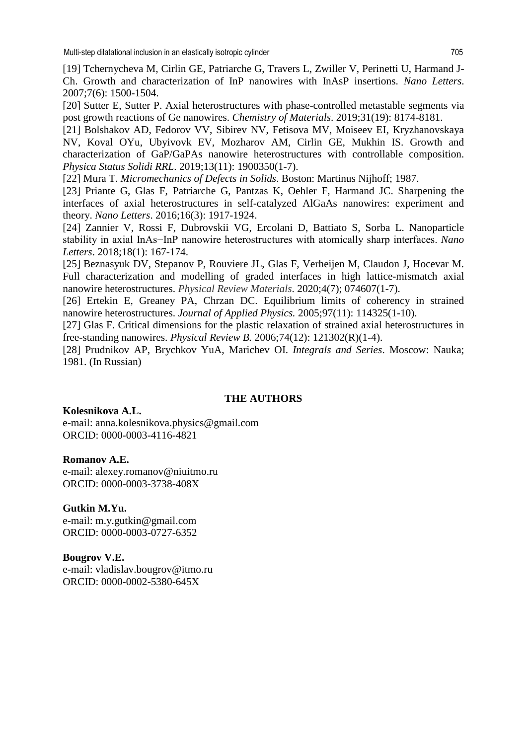[19] Tchernycheva M, Cirlin GE, Patriarche G, Travers L, Zwiller V, Perinetti U, Harmand J-Ch. Growth and characterization of InP nanowires with InAsP insertions. *Nano Letters*. 2007;7(6): 1500-1504.

[20] Sutter E, Sutter P. Axial heterostructures with phase-controlled metastable segments via post growth reactions of Ge nanowires. *Chemistry of Materials*. 2019;31(19): 8174-8181.

[21] Bolshakov AD, Fedorov VV, Sibirev NV, Fetisova MV, Moiseev EI, Kryzhanovskaya NV, Koval OYu, Ubyivovk EV, Mozharov AM, Cirlin GE, Mukhin IS. Growth and characterization of GaP/GaPAs nanowire heterostructures with controllable composition. *Physica Status Solidi RRL*. 2019;13(11): 1900350(1-7).

[22] Mura T. *Micromechanics of Defects in Solids*. Boston: Martinus Nijhoff; 1987.

[23] Priante G, Glas F, Patriarche G, Pantzas K, Oehler F, Harmand JC. Sharpening the interfaces of axial heterostructures in self-catalyzed AlGaAs nanowires: experiment and theory. *Nano Letters*. 2016;16(3): 1917-1924.

[24] Zannier V, Rossi F, Dubrovskii VG, Ercolani D, Battiato S, Sorba L. Nanoparticle stability in axial InAs−InP nanowire heterostructures with atomically sharp interfaces. *Nano Letters*. 2018;18(1): 167-174.

[25] Beznasyuk DV, Stepanov P, Rouviere JL, Glas F, Verheijen M, Claudon J, Hocevar M. Full characterization and modelling of graded interfaces in high lattice-mismatch axial nanowire heterostructures. *Physical Review Materials*. 2020;4(7); 074607(1-7).

[26] Ertekin E, Greaney PA, Chrzan DC. Equilibrium limits of coherency in strained nanowire heterostructures. *Journal of Applied Physics.* 2005;97(11): 114325(1-10).

[27] Glas F. Critical dimensions for the plastic relaxation of strained axial heterostructures in free-standing nanowires. *Physical Review B.* 2006;74(12): 121302(R)(1-4).

[28] Prudnikov AP, Brychkov YuA, Marichev OI. *Integrals and Series*. Moscow: Nauka; 1981. (In Russian)

## THE AUTHORS

**Kolesnikova A.L.**
e-mail: anna.kolesnikova.physics@gmail.com
ORCID: 0000-0003-4116-4821

**Romanov A.E.**
e-mail: alexey.romanov@niuitmo.ru
ORCID: 0000-0003-3738-408X

**Gutkin M.Yu.**
e-mail: m.y.gutkin@gmail.com
ORCID: 0000-0003-0727-6352

**Bougrov V.E.**
e-mail: vladislav.bougrov@itmo.ru
ORCID: 0000-0002-5380-645X